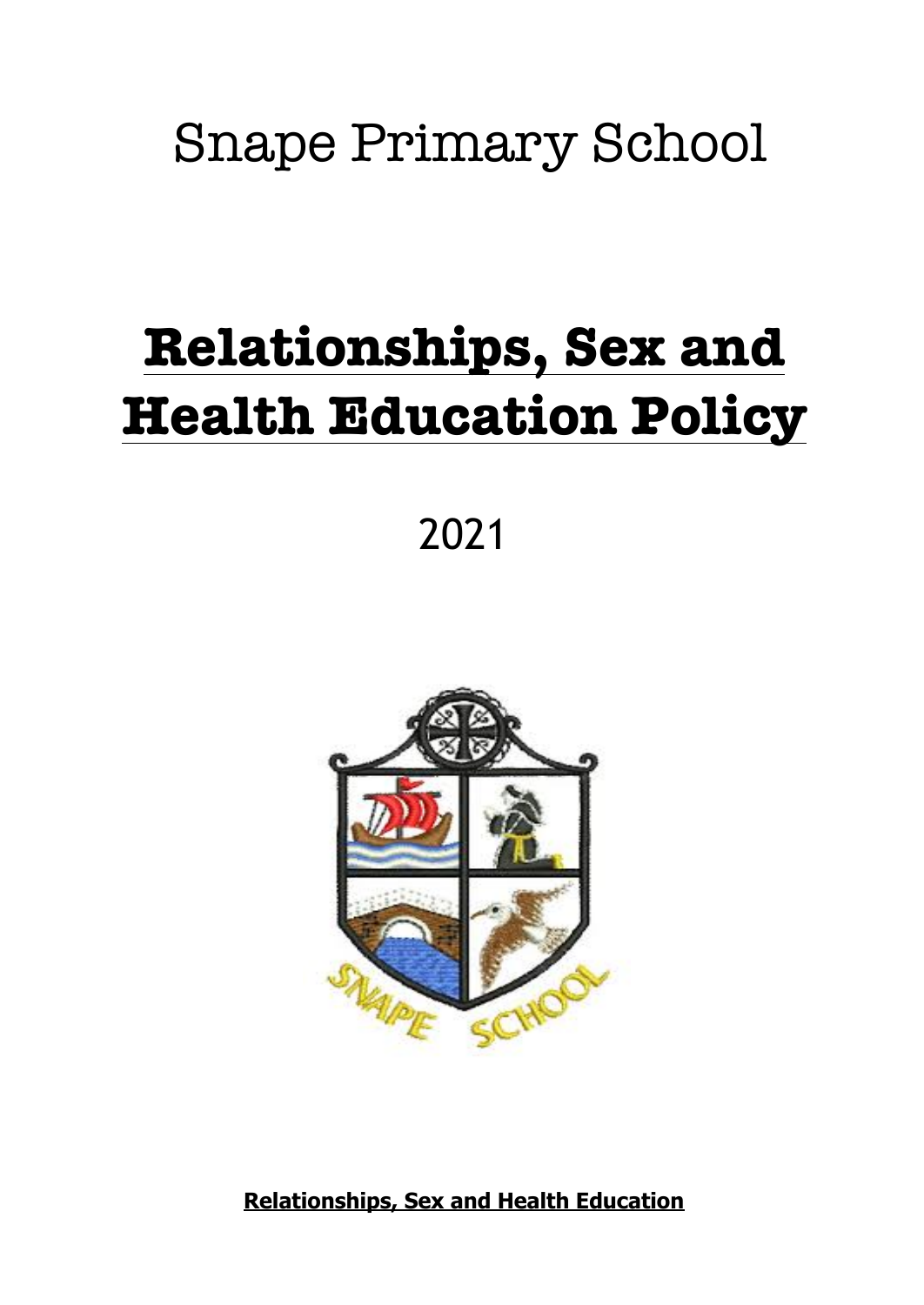# Snape Primary School

# **Relationships, Sex and Health Education Policy**

2021

**Relationships, Sex and Health Education**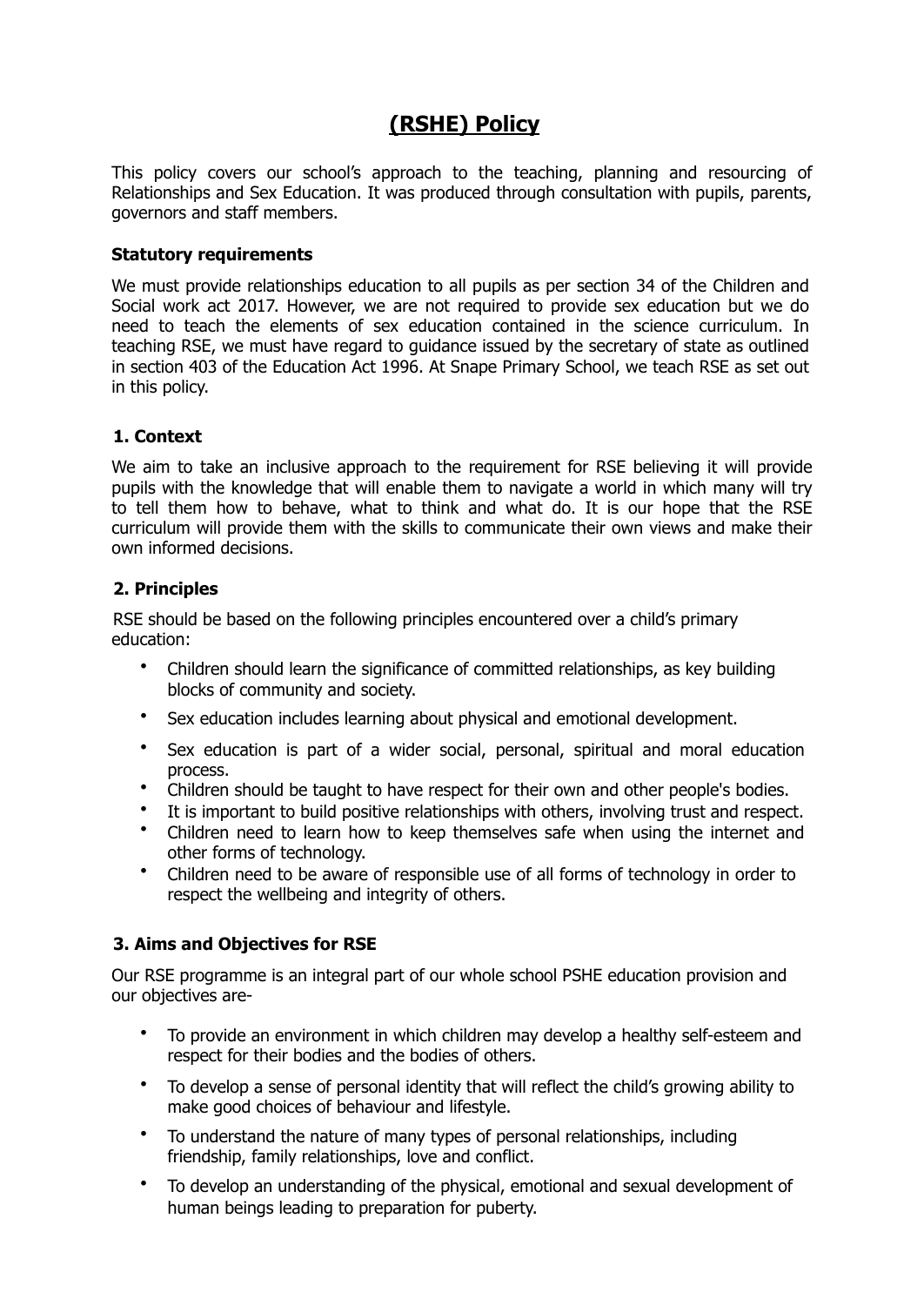# (RSHE) Policy

This policy covers our school's approach to the teaching, planning and resourcing of Relationships and Sex Education. It was produced through consultation with pupils, parents, governors and staff members.

**Statutory requirements**

We must provide relationships education to all pupils as per section 34 of the Children and Social work act 2017. However, we are not required to provide sex education but we do need to teach the elements of sex education contained in the science curriculum. In teaching RSE, we must have regard to guidance issued by the secretary of state as outlined in section 403 of the Education Act 1996. At Snape Primary School, we teach RSE as set out in this policy.

### 1. Context

We aim to take an inclusive approach to the requirement for RSE believing it will provide pupils with the knowledge that will enable them to navigate a world in which many will try to tell them how to behave, what to think and what do. It is our hope that the RSE curriculum will provide them with the skills to communicate their own views and make their own informed decisions.

### 2. Principles

RSE should be based on the following principles encountered over a child's primary education:

- Children should learn the significance of committed relationships, as key building blocks of community and society.
- Sex education includes learning about physical and emotional development.
- Sex education is part of a wider social, personal, spiritual and moral education process.
- Children should be taught to have respect for their own and other people's bodies.
- It is important to build positive relationships with others, involving trust and respect.
- Children need to learn how to keep themselves safe when using the internet and other forms of technology.
- Children need to be aware of responsible use of all forms of technology in order to respect the wellbeing and integrity of others.

### 3. Aims and Objectives for RSE

Our RSE programme is an integral part of our whole school PSHE education provision and our objectives are-

- To provide an environment in which children may develop a healthy self-esteem and respect for their bodies and the bodies of others.
- To develop a sense of personal identity that will reflect the child's growing ability to make good choices of behaviour and lifestyle.
- To understand the nature of many types of personal relationships, including friendship, family relationships, love and conflict.
- To develop an understanding of the physical, emotional and sexual development of human beings leading to preparation for puberty.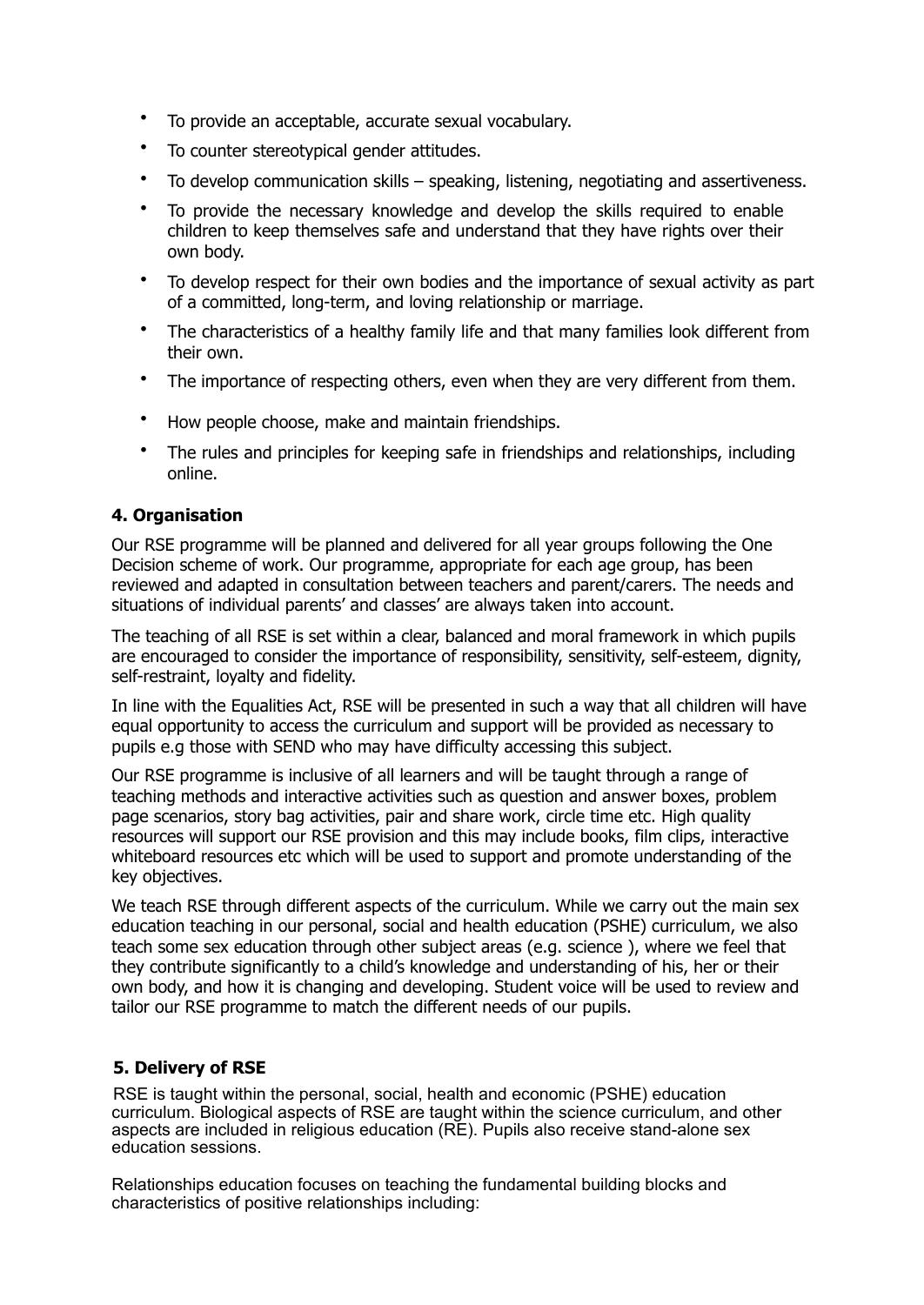- To provide an acceptable, accurate sexual vocabulary.
- To counter stereotypical gender attitudes.
- To develop communication skills – speaking, listening, negotiating and assertiveness.
- To provide the necessary knowledge and develop the skills required to enable children to keep themselves safe and understand that they have rights over their own body.
- To develop respect for their own bodies and the importance of sexual activity as part of a committed, long-term, and loving relationship or marriage.
- The characteristics of a healthy family life and that many families look different from their own.
- The importance of respecting others, even when they are very different from them.
- How people choose, make and maintain friendships.
- The rules and principles for keeping safe in friendships and relationships, including online.

**4. Organisation**

Our RSE programme will be planned and delivered for all year groups following the One Decision scheme of work. Our programme, appropriate for each age group, has been reviewed and adapted in consultation between teachers and parent/carers. The needs and situations of individual parents' and classes' are always taken into account.

The teaching of all RSE is set within a clear, balanced and moral framework in which pupils are encouraged to consider the importance of responsibility, sensitivity, self-esteem, dignity, self-restraint, loyalty and fidelity.

In line with the Equalities Act, RSE will be presented in such a way that all children will have equal opportunity to access the curriculum and support will be provided as necessary to pupils e.g those with SEND who may have difficulty accessing this subject.

Our RSE programme is inclusive of all learners and will be taught through a range of teaching methods and interactive activities such as question and answer boxes, problem page scenarios, story bag activities, pair and share work, circle time etc. High quality resources will support our RSE provision and this may include books, film clips, interactive whiteboard resources etc which will be used to support and promote understanding of the key objectives.

We teach RSE through different aspects of the curriculum. While we carry out the main sex education teaching in our personal, social and health education (PSHE) curriculum, we also teach some sex education through other subject areas (e.g. science ), where we feel that they contribute significantly to a child's knowledge and understanding of his, her or their own body, and how it is changing and developing. Student voice will be used to review and tailor our RSE programme to match the different needs of our pupils.

**5. Delivery of RSE**

RSE is taught within the personal, social, health and economic (PSHE) education curriculum. Biological aspects of RSE are taught within the science curriculum, and other aspects are included in religious education (RE). Pupils also receive stand-alone sex education sessions.

Relationships education focuses on teaching the fundamental building blocks and characteristics of positive relationships including: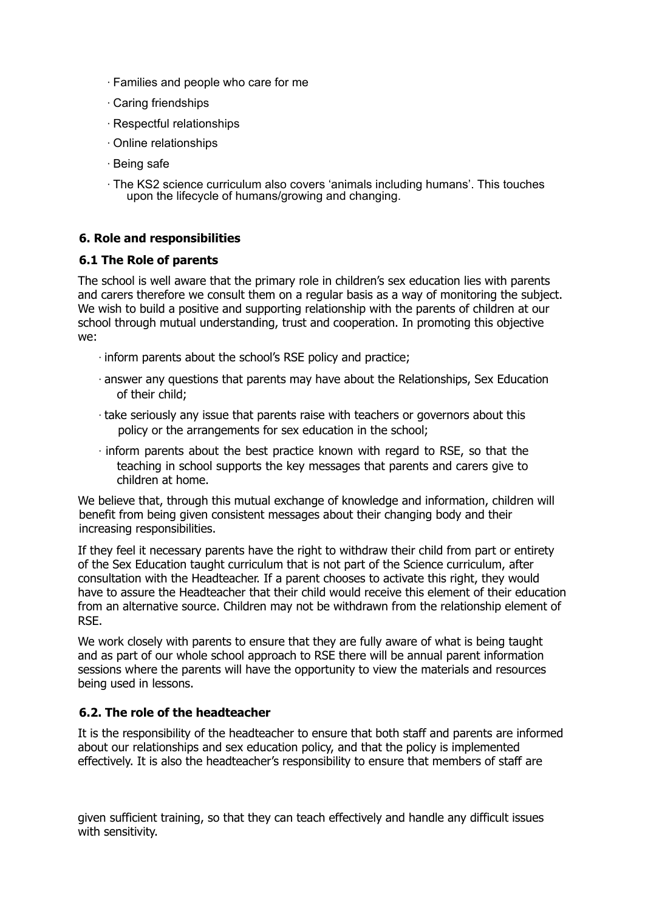- Families and people who care for me
- Caring friendships
- Respectful relationships
- Online relationships
- Being safe
- The KS2 science curriculum also covers 'animals including humans'. This touches upon the lifecycle of humans/growing and changing.

### 6. Role and responsibilities

#### 6.1 The Role of parents

The school is well aware that the primary role in children's sex education lies with parents and carers therefore we consult them on a regular basis as a way of monitoring the subject. We wish to build a positive and supporting relationship with the parents of children at our school through mutual understanding, trust and cooperation. In promoting this objective we:

- inform parents about the school's RSE policy and practice;
- answer any questions that parents may have about the Relationships, Sex Education of their child;
- take seriously any issue that parents raise with teachers or governors about this policy or the arrangements for sex education in the school;
- inform parents about the best practice known with regard to RSE, so that the teaching in school supports the key messages that parents and carers give to children at home.

We believe that, through this mutual exchange of knowledge and information, children will benefit from being given consistent messages about their changing body and their increasing responsibilities.

If they feel it necessary parents have the right to withdraw their child from part or entirety of the Sex Education taught curriculum that is not part of the Science curriculum, after consultation with the Headteacher. If a parent chooses to activate this right, they would have to assure the Headteacher that their child would receive this element of their education from an alternative source. Children may not be withdrawn from the relationship element of RSE.

We work closely with parents to ensure that they are fully aware of what is being taught and as part of our whole school approach to RSE there will be annual parent information sessions where the parents will have the opportunity to view the materials and resources being used in lessons.

#### 6.2. The role of the headteacher

It is the responsibility of the headteacher to ensure that both staff and parents are informed about our relationships and sex education policy, and that the policy is implemented effectively. It is also the headteacher's responsibility to ensure that members of staff are given sufficient training, so that they can teach effectively and handle any difficult issues with sensitivity.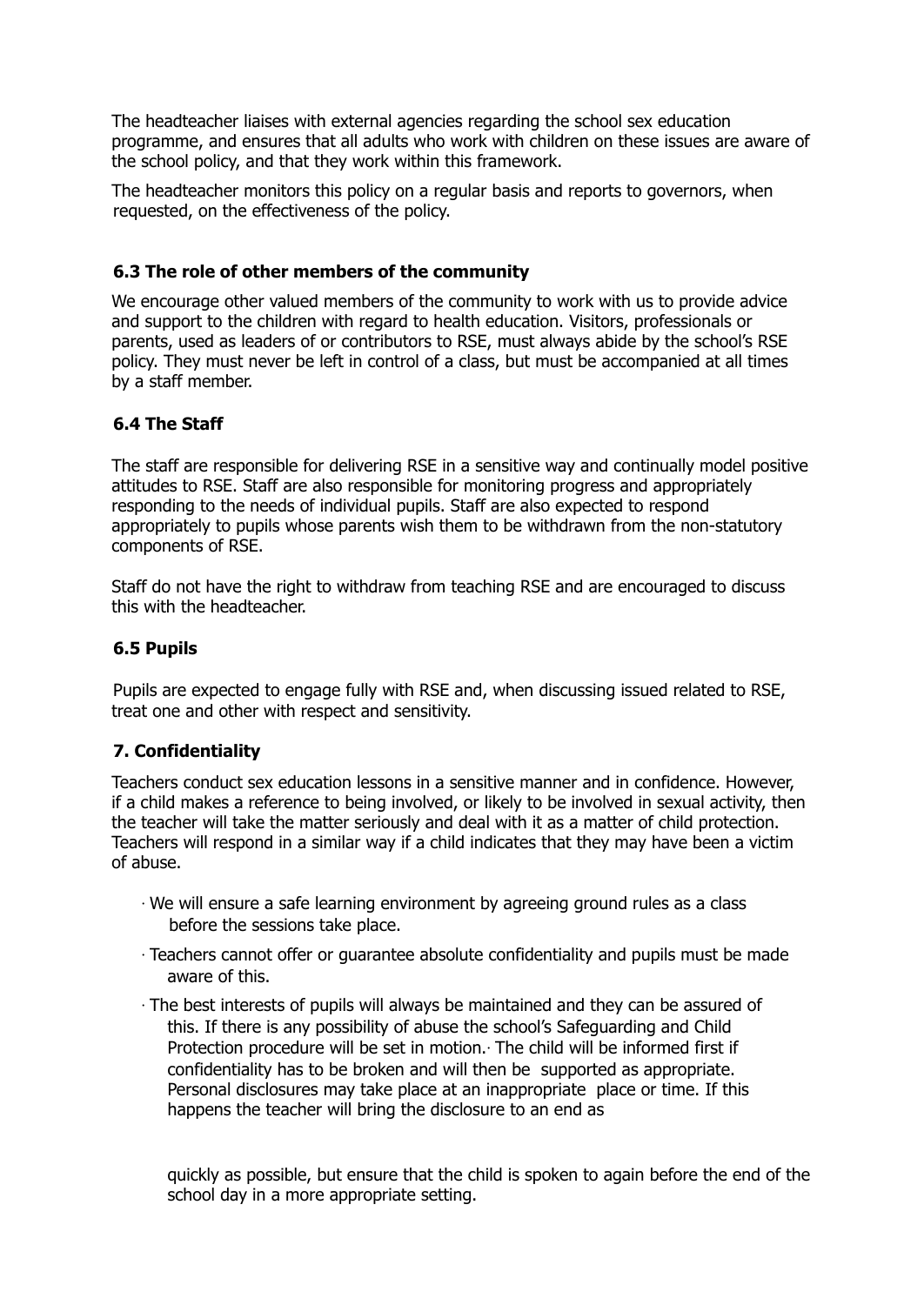The headteacher liaises with external agencies regarding the school sex education programme, and ensures that all adults who work with children on these issues are aware of the school policy, and that they work within this framework.

The headteacher monitors this policy on a regular basis and reports to governors, when requested, on the effectiveness of the policy.

### 6.3 The role of other members of the community

We encourage other valued members of the community to work with us to provide advice and support to the children with regard to health education. Visitors, professionals or parents, used as leaders of or contributors to RSE, must always abide by the school's RSE policy. They must never be left in control of a class, but must be accompanied at all times by a staff member.

### 6.4 The Staff

The staff are responsible for delivering RSE in a sensitive way and continually model positive attitudes to RSE. Staff are also responsible for monitoring progress and appropriately responding to the needs of individual pupils. Staff are also expected to respond appropriately to pupils whose parents wish them to be withdrawn from the non-statutory components of RSE.

Staff do not have the right to withdraw from teaching RSE and are encouraged to discuss this with the headteacher.

### 6.5 Pupils

Pupils are expected to engage fully with RSE and, when discussing issued related to RSE, treat one and other with respect and sensitivity.

## 7. Confidentiality

Teachers conduct sex education lessons in a sensitive manner and in confidence. However, if a child makes a reference to being involved, or likely to be involved in sexual activity, then the teacher will take the matter seriously and deal with it as a matter of child protection. Teachers will respond in a similar way if a child indicates that they may have been a victim of abuse.

- We will ensure a safe learning environment by agreeing ground rules as a class before the sessions take place.
- Teachers cannot offer or guarantee absolute confidentiality and pupils must be made aware of this.
- The best interests of pupils will always be maintained and they can be assured of this. If there is any possibility of abuse the school's Safeguarding and Child Protection procedure will be set in motion.· The child will be informed first if confidentiality has to be broken and will then be supported as appropriate. Personal disclosures may take place at an inappropriate place or time. If this happens the teacher will bring the disclosure to an end as quickly as possible, but ensure that the child is spoken to again before the end of the school day in a more appropriate setting.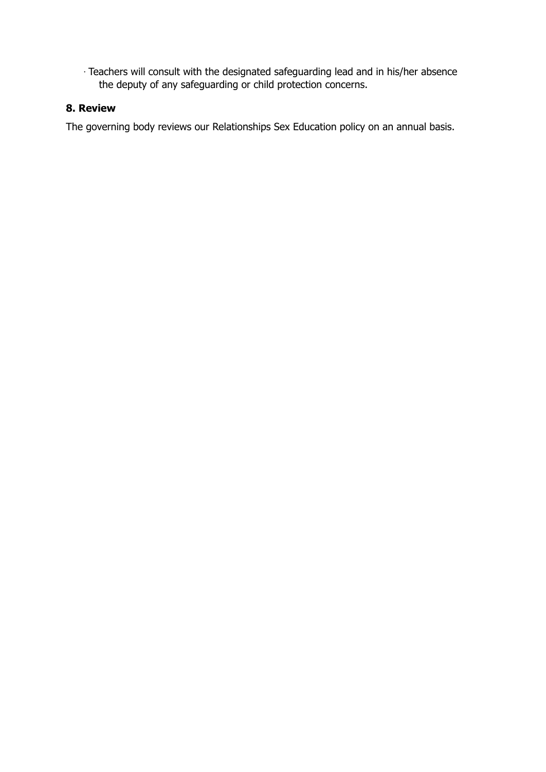- Teachers will consult with the designated safeguarding lead and in his/her absence the deputy of any safeguarding or child protection concerns.

## 8. Review

The governing body reviews our Relationships Sex Education policy on an annual basis.